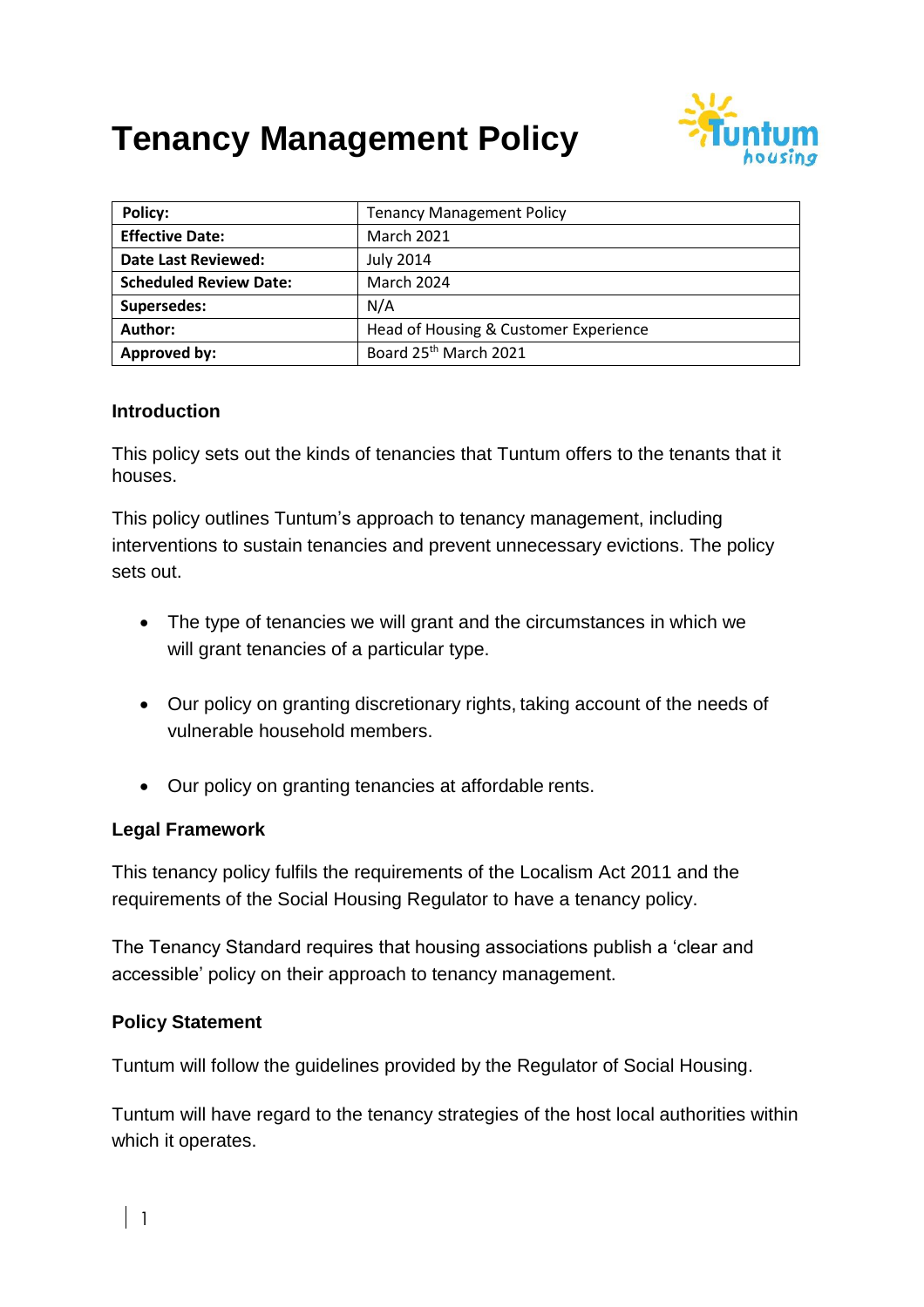# Tenancy Management Policy

| Policy: | Tenancy Management Policy |
|---|---|
| Effective Date: | March 2021 |
| Date Last Reviewed: | July 2014 |
| Scheduled Review Date: | March 2024 |
| Supersedes: | N/A |
| Author: | Head of Housing & Customer Experience |
| Approved by: | Board 25th March 2021 |

### Introduction

This policy sets out the kinds of tenancies that Tuntum offers to the tenants that it houses.

This policy outlines Tuntum's approach to tenancy management, including interventions to sustain tenancies and prevent unnecessary evictions. The policy sets out.

- The type of tenancies we will grant and the circumstances in which we will grant tenancies of a particular type.

- Our policy on granting discretionary rights, taking account of the needs of vulnerable household members.

- Our policy on granting tenancies at affordable rents.

### Legal Framework

This tenancy policy fulfils the requirements of the Localism Act 2011 and the requirements of the Social Housing Regulator to have a tenancy policy.

The Tenancy Standard requires that housing associations publish a 'clear and accessible' policy on their approach to tenancy management.

### Policy Statement

Tuntum will follow the guidelines provided by the Regulator of Social Housing.

Tuntum will have regard to the tenancy strategies of the host local authorities within which it operates.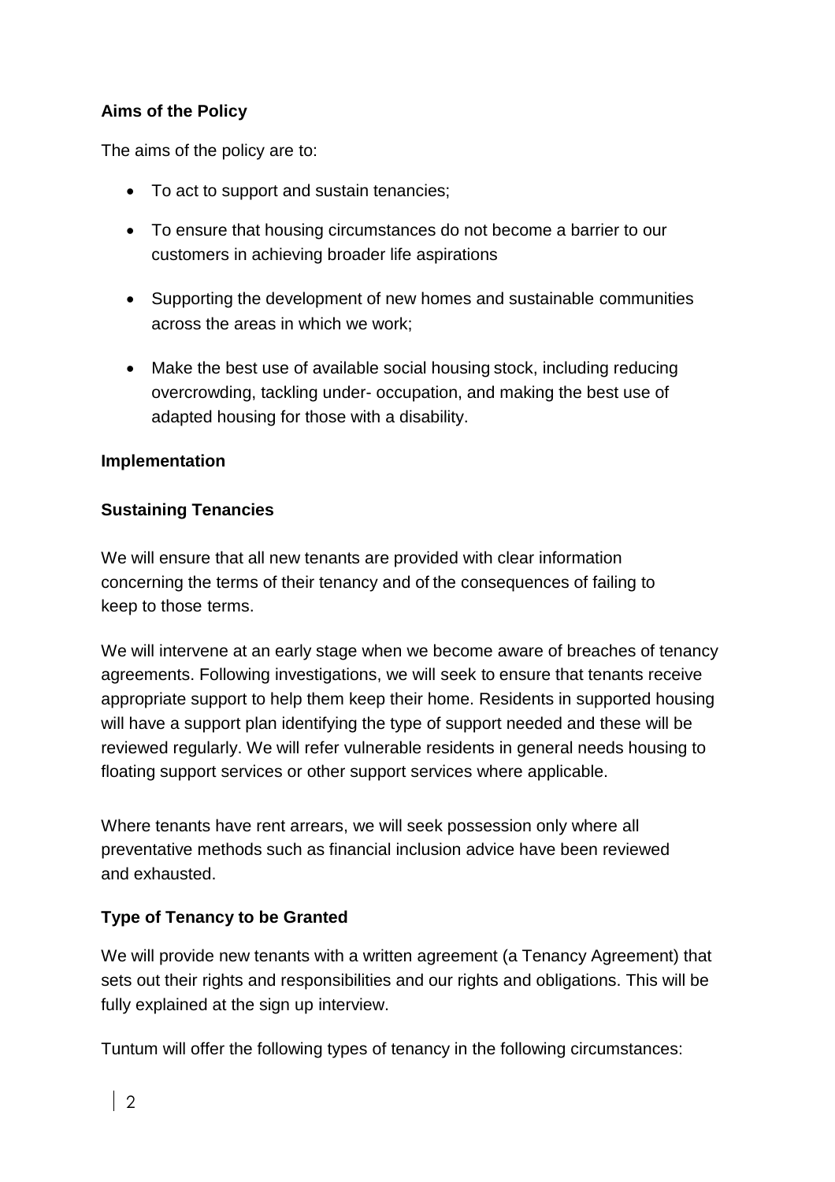**Aims of the Policy**

The aims of the policy are to:

- To act to support and sustain tenancies;
- To ensure that housing circumstances do not become a barrier to our customers in achieving broader life aspirations
- Supporting the development of new homes and sustainable communities across the areas in which we work;
- Make the best use of available social housing stock, including reducing overcrowding, tackling under- occupation, and making the best use of adapted housing for those with a disability.

**Implementation**

**Sustaining Tenancies**

We will ensure that all new tenants are provided with clear information concerning the terms of their tenancy and of the consequences of failing to keep to those terms.

We will intervene at an early stage when we become aware of breaches of tenancy agreements. Following investigations, we will seek to ensure that tenants receive appropriate support to help them keep their home. Residents in supported housing will have a support plan identifying the type of support needed and these will be reviewed regularly. We will refer vulnerable residents in general needs housing to floating support services or other support services where applicable.

Where tenants have rent arrears, we will seek possession only where all preventative methods such as financial inclusion advice have been reviewed and exhausted.

**Type of Tenancy to be Granted**

We will provide new tenants with a written agreement (a Tenancy Agreement) that sets out their rights and responsibilities and our rights and obligations. This will be fully explained at the sign up interview.

Tuntum will offer the following types of tenancy in the following circumstances: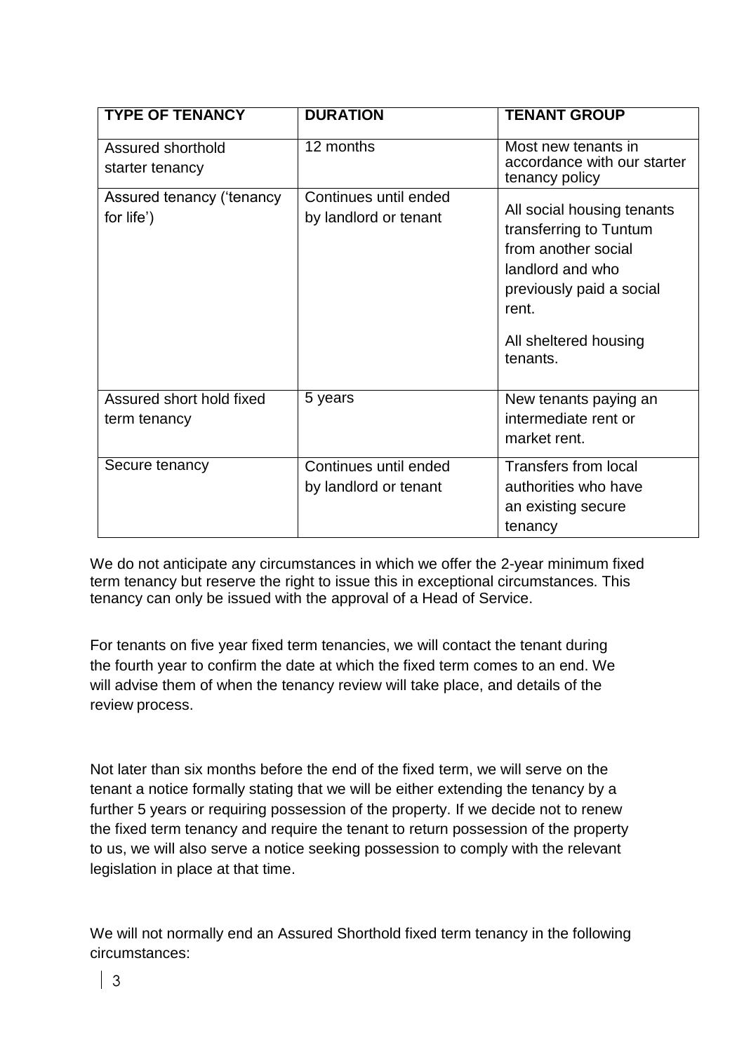| TYPE OF TENANCY | DURATION | TENANT GROUP |
| --- | --- | --- |
| Assured shorthold starter tenancy | 12 months | Most new tenants in accordance with our starter tenancy policy |
| Assured tenancy ('tenancy for life') | Continues until ended by landlord or tenant | All social housing tenants transferring to Tuntum from another social landlord and who previously paid a social rent.<br><br>All sheltered housing tenants. |
| Assured short hold fixed term tenancy | 5 years | New tenants paying an intermediate rent or market rent. |
| Secure tenancy | Continues until ended by landlord or tenant | Transfers from local authorities who have an existing secure tenancy |

We do not anticipate any circumstances in which we offer the 2-year minimum fixed term tenancy but reserve the right to issue this in exceptional circumstances. This tenancy can only be issued with the approval of a Head of Service.

For tenants on five year fixed term tenancies, we will contact the tenant during the fourth year to confirm the date at which the fixed term comes to an end. We will advise them of when the tenancy review will take place, and details of the review process.

Not later than six months before the end of the fixed term, we will serve on the tenant a notice formally stating that we will be either extending the tenancy by a further 5 years or requiring possession of the property. If we decide not to renew the fixed term tenancy and require the tenant to return possession of the property to us, we will also serve a notice seeking possession to comply with the relevant legislation in place at that time.

We will not normally end an Assured Shorthold fixed term tenancy in the following circumstances: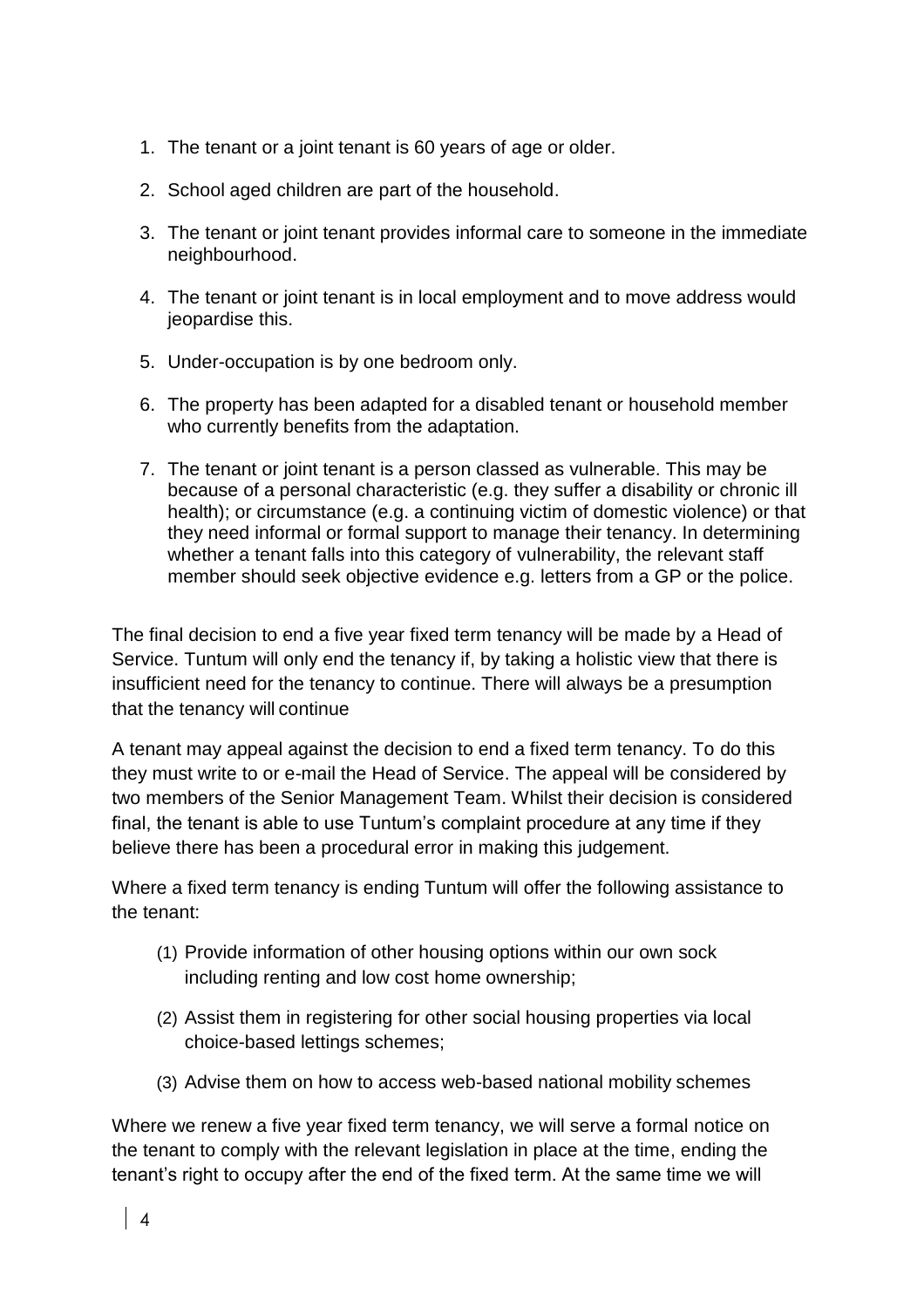1. The tenant or a joint tenant is 60 years of age or older.
2. School aged children are part of the household.
3. The tenant or joint tenant provides informal care to someone in the immediate neighbourhood.
4. The tenant or joint tenant is in local employment and to move address would jeopardise this.
5. Under-occupation is by one bedroom only.
6. The property has been adapted for a disabled tenant or household member who currently benefits from the adaptation.
7. The tenant or joint tenant is a person classed as vulnerable. This may be because of a personal characteristic (e.g. they suffer a disability or chronic ill health); or circumstance (e.g. a continuing victim of domestic violence) or that they need informal or formal support to manage their tenancy. In determining whether a tenant falls into this category of vulnerability, the relevant staff member should seek objective evidence e.g. letters from a GP or the police.

The final decision to end a five year fixed term tenancy will be made by a Head of Service. Tuntum will only end the tenancy if, by taking a holistic view that there is insufficient need for the tenancy to continue. There will always be a presumption that the tenancy will continue

A tenant may appeal against the decision to end a fixed term tenancy. To do this they must write to or e-mail the Head of Service. The appeal will be considered by two members of the Senior Management Team. Whilst their decision is considered final, the tenant is able to use Tuntum's complaint procedure at any time if they believe there has been a procedural error in making this judgement.

Where a fixed term tenancy is ending Tuntum will offer the following assistance to the tenant:

(1) Provide information of other housing options within our own sock including renting and low cost home ownership;

(2) Assist them in registering for other social housing properties via local choice-based lettings schemes;

(3) Advise them on how to access web-based national mobility schemes

Where we renew a five year fixed term tenancy, we will serve a formal notice on the tenant to comply with the relevant legislation in place at the time, ending the tenant's right to occupy after the end of the fixed term. At the same time we will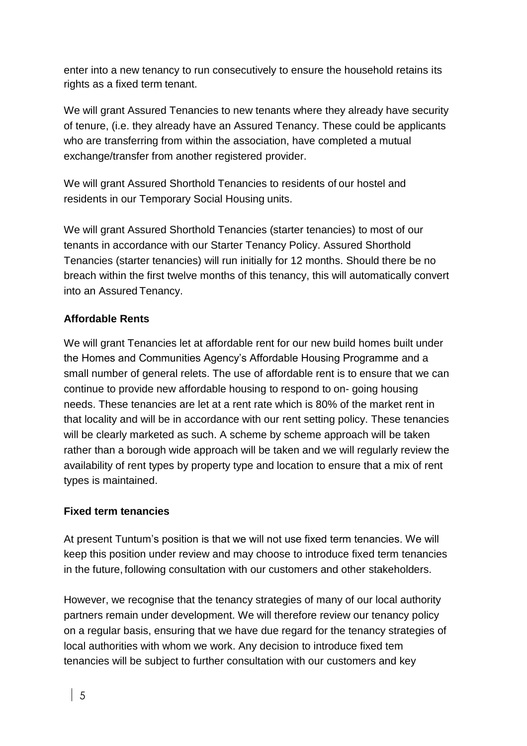enter into a new tenancy to run consecutively to ensure the household retains its rights as a fixed term tenant.

We will grant Assured Tenancies to new tenants where they already have security of tenure, (i.e. they already have an Assured Tenancy. These could be applicants who are transferring from within the association, have completed a mutual exchange/transfer from another registered provider.

We will grant Assured Shorthold Tenancies to residents of our hostel and residents in our Temporary Social Housing units.

We will grant Assured Shorthold Tenancies (starter tenancies) to most of our tenants in accordance with our Starter Tenancy Policy. Assured Shorthold Tenancies (starter tenancies) will run initially for 12 months. Should there be no breach within the first twelve months of this tenancy, this will automatically convert into an Assured Tenancy.

**Affordable Rents**

We will grant Tenancies let at affordable rent for our new build homes built under the Homes and Communities Agency's Affordable Housing Programme and a small number of general relets. The use of affordable rent is to ensure that we can continue to provide new affordable housing to respond to on- going housing needs. These tenancies are let at a rent rate which is 80% of the market rent in that locality and will be in accordance with our rent setting policy. These tenancies will be clearly marketed as such. A scheme by scheme approach will be taken rather than a borough wide approach will be taken and we will regularly review the availability of rent types by property type and location to ensure that a mix of rent types is maintained.

**Fixed term tenancies**

At present Tuntum's position is that we will not use fixed term tenancies. We will keep this position under review and may choose to introduce fixed term tenancies in the future, following consultation with our customers and other stakeholders.

However, we recognise that the tenancy strategies of many of our local authority partners remain under development. We will therefore review our tenancy policy on a regular basis, ensuring that we have due regard for the tenancy strategies of local authorities with whom we work. Any decision to introduce fixed tem tenancies will be subject to further consultation with our customers and key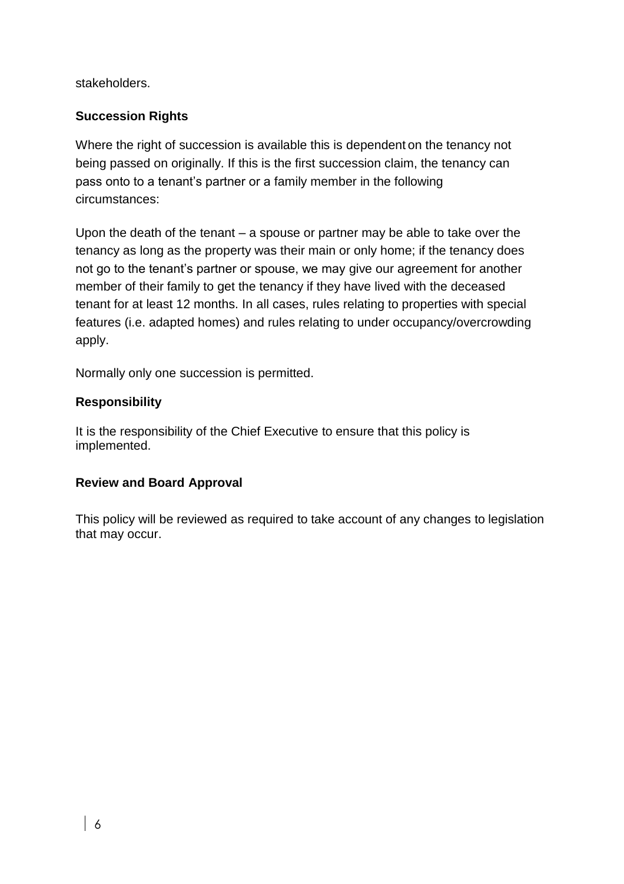stakeholders.

**Succession Rights**

Where the right of succession is available this is dependent on the tenancy not being passed on originally. If this is the first succession claim, the tenancy can pass onto to a tenant's partner or a family member in the following circumstances:

Upon the death of the tenant – a spouse or partner may be able to take over the tenancy as long as the property was their main or only home; if the tenancy does not go to the tenant's partner or spouse, we may give our agreement for another member of their family to get the tenancy if they have lived with the deceased tenant for at least 12 months. In all cases, rules relating to properties with special features (i.e. adapted homes) and rules relating to under occupancy/overcrowding apply.

Normally only one succession is permitted.

**Responsibility**

It is the responsibility of the Chief Executive to ensure that this policy is implemented.

**Review and Board Approval**

This policy will be reviewed as required to take account of any changes to legislation that may occur.